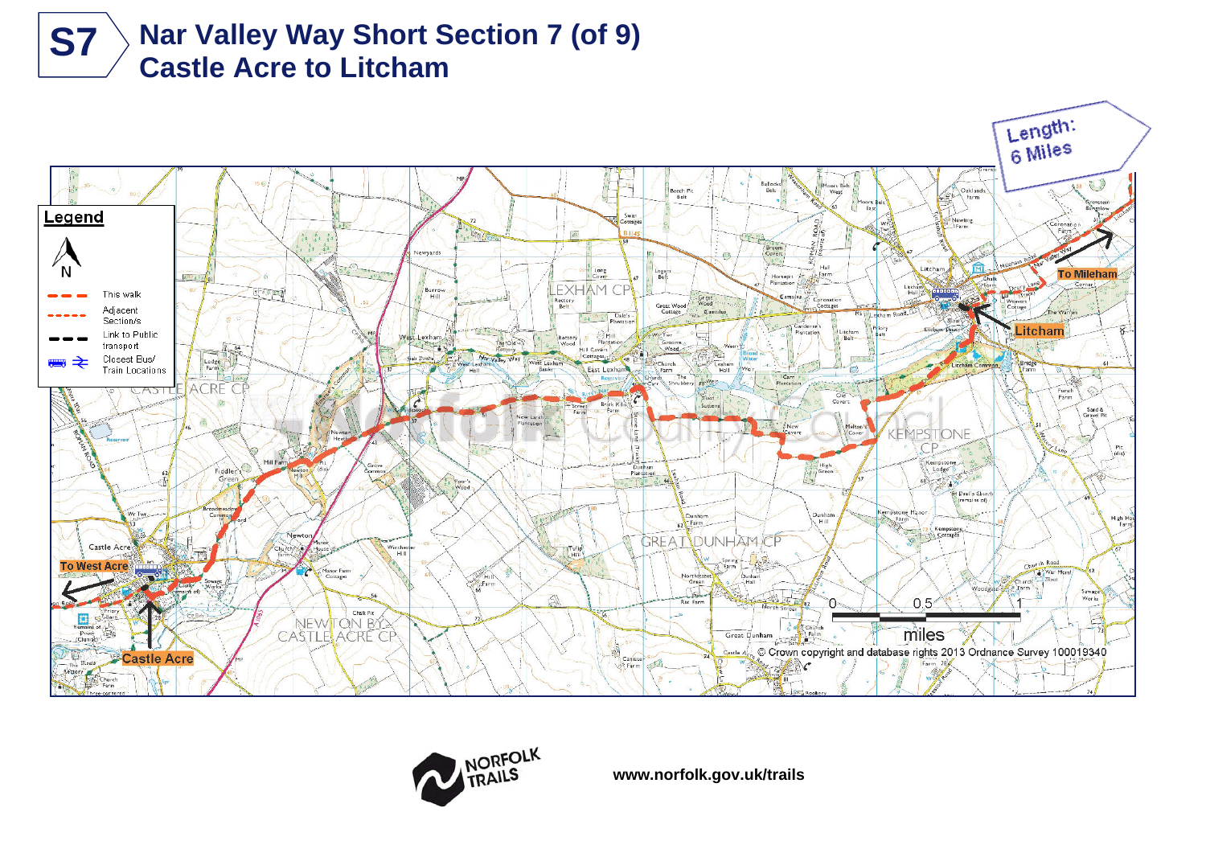# S7 Nar Valley Way Short Section 7 (of 9)
# Castle Acre to Litcham

Length: 6 Miles

**Legend**

- This walk
- Adjacent Section/s
- Link to Public transport
- Closest Bus/ Train Locations

To Mileham

Litcham

To West Acre

Castle Acre

0 0.5 1 miles

© Crown copyright and database rights 2013 Ordnance Survey 100019340

NORFOLK TRAILS

**www.norfolk.gov.uk/trails**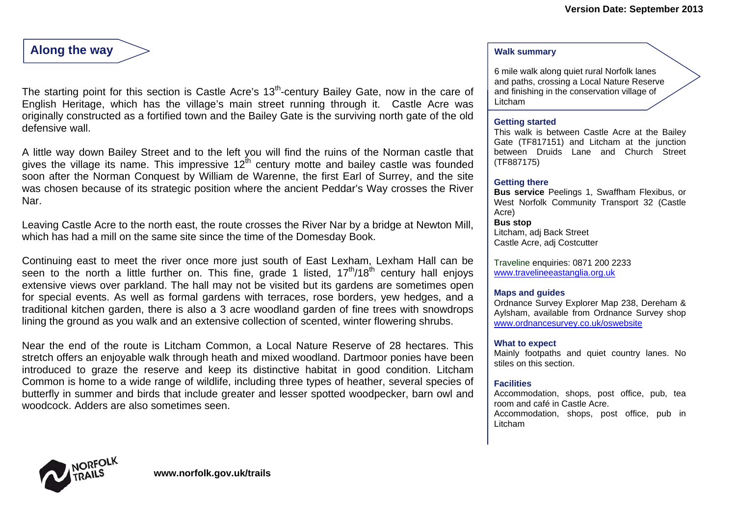## Along the way

The starting point for this section is Castle Acre's 13th-century Bailey Gate, now in the care of English Heritage, which has the village's main street running through it. Castle Acre was originally constructed as a fortified town and the Bailey Gate is the surviving north gate of the old defensive wall.

A little way down Bailey Street and to the left you will find the ruins of the Norman castle that gives the village its name. This impressive 12th century motte and bailey castle was founded soon after the Norman Conquest by William de Warenne, the first Earl of Surrey, and the site was chosen because of its strategic position where the ancient Peddar's Way crosses the River Nar.

Leaving Castle Acre to the north east, the route crosses the River Nar by a bridge at Newton Mill, which has had a mill on the same site since the time of the Domesday Book.

Continuing east to meet the river once more just south of East Lexham, Lexham Hall can be seen to the north a little further on. This fine, grade 1 listed, 17th/18th century hall enjoys extensive views over parkland. The hall may not be visited but its gardens are sometimes open for special events. As well as formal gardens with terraces, rose borders, yew hedges, and a traditional kitchen garden, there is also a 3 acre woodland garden of fine trees with snowdrops lining the ground as you walk and an extensive collection of scented, winter flowering shrubs.

Near the end of the route is Litcham Common, a Local Nature Reserve of 28 hectares. This stretch offers an enjoyable walk through heath and mixed woodland. Dartmoor ponies have been introduced to graze the reserve and keep its distinctive habitat in good condition. Litcham Common is home to a wide range of wildlife, including three types of heather, several species of butterfly in summer and birds that include greater and lesser spotted woodpecker, barn owl and woodcock. Adders are also sometimes seen.

### Walk summary

6 mile walk along quiet rural Norfolk lanes and paths, crossing a Local Nature Reserve and finishing in the conservation village of Litcham

### Getting started

This walk is between Castle Acre at the Bailey Gate (TF817151) and Litcham at the junction between Druids Lane and Church Street (TF887175)

### Getting there

**Bus service** Peelings 1, Swaffham Flexibus, or West Norfolk Community Transport 32 (Castle Acre)

**Bus stop**

Litcham, adj Back Street
Castle Acre, adj Costcutter

Traveline enquiries: 0871 200 2233
www.travelineeastanglia.org.uk

### Maps and guides

Ordnance Survey Explorer Map 238, Dereham & Aylsham, available from Ordnance Survey shop www.ordnancesurvey.co.uk/oswebsite

### What to expect

Mainly footpaths and quiet country lanes. No stiles on this section.

### Facilities

Accommodation, shops, post office, pub, tea room and café in Castle Acre.
Accommodation, shops, post office, pub in Litcham

www.norfolk.gov.uk/trails